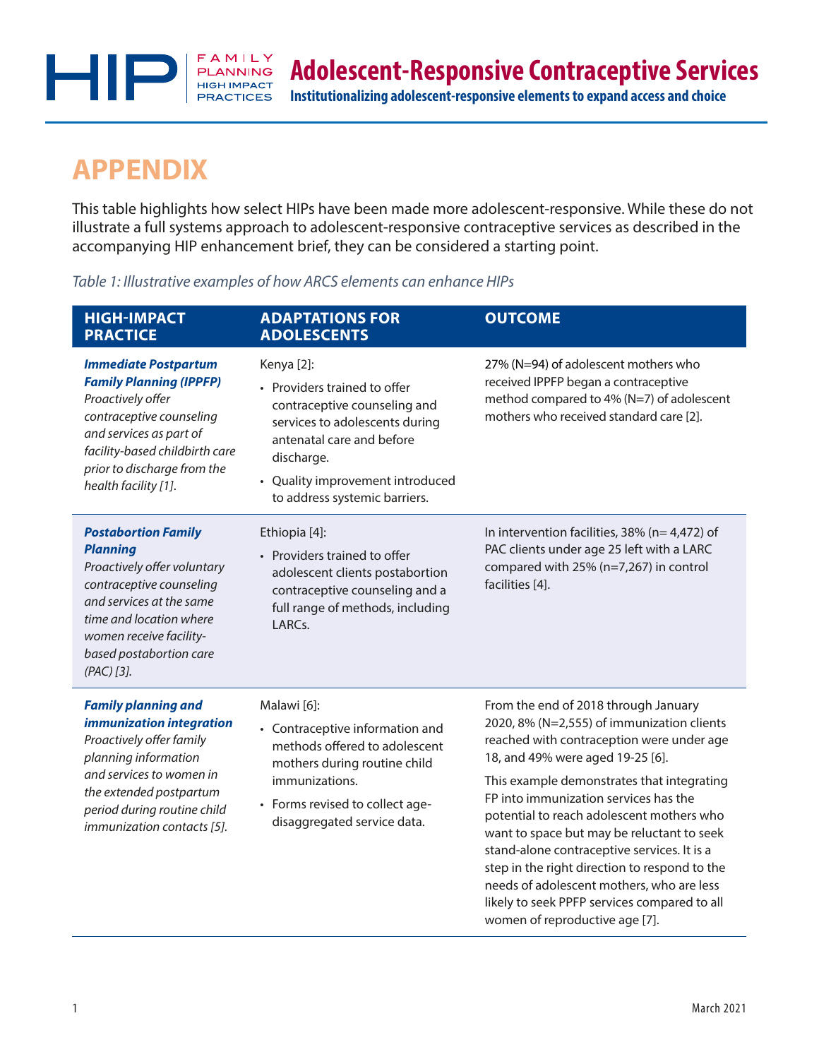# Adolescent-Responsive Contraceptive Services

**Institutionalizing adolescent-responsive elements to expand access and choice**

## APPENDIX

This table highlights how select HIPs have been made more adolescent-responsive. While these do not illustrate a full systems approach to adolescent-responsive contraceptive services as described in the accompanying HIP enhancement brief, they can be considered a starting point.

*Table 1: Illustrative examples of how ARCS elements can enhance HIPs*

| HIGH-IMPACT PRACTICE | ADAPTATIONS FOR ADOLESCENTS | OUTCOME |
|---|---|---|
| ***Immediate Postpartum Family Planning (IPPFP)*** *Proactively offer contraceptive counseling and services as part of facility-based childbirth care prior to discharge from the health facility [1].* | Kenya [2]: <br>• Providers trained to offer contraceptive counseling and services to adolescents during antenatal care and before discharge. <br>• Quality improvement introduced to address systemic barriers. | 27% (N=94) of adolescent mothers who received IPPFP began a contraceptive method compared to 4% (N=7) of adolescent mothers who received standard care [2]. |
| ***Postabortion Family Planning*** *Proactively offer voluntary contraceptive counseling and services at the same time and location where women receive facility-based postabortion care (PAC) [3].* | Ethiopia [4]: <br>• Providers trained to offer adolescent clients postabortion contraceptive counseling and a full range of methods, including LARCs. | In intervention facilities, 38% (n= 4,472) of PAC clients under age 25 left with a LARC compared with 25% (n=7,267) in control facilities [4]. |
| ***Family planning and immunization integration*** *Proactively offer family planning information and services to women in the extended postpartum period during routine child immunization contacts [5].* | Malawi [6]: <br>• Contraceptive information and methods offered to adolescent mothers during routine child immunizations. <br>• Forms revised to collect age-disaggregated service data. | From the end of 2018 through January 2020, 8% (N=2,555) of immunization clients reached with contraception were under age 18, and 49% were aged 19-25 [6]. <br><br>This example demonstrates that integrating FP into immunization services has the potential to reach adolescent mothers who want to space but may be reluctant to seek stand-alone contraceptive services. It is a step in the right direction to respond to the needs of adolescent mothers, who are less likely to seek PPFP services compared to all women of reproductive age [7]. |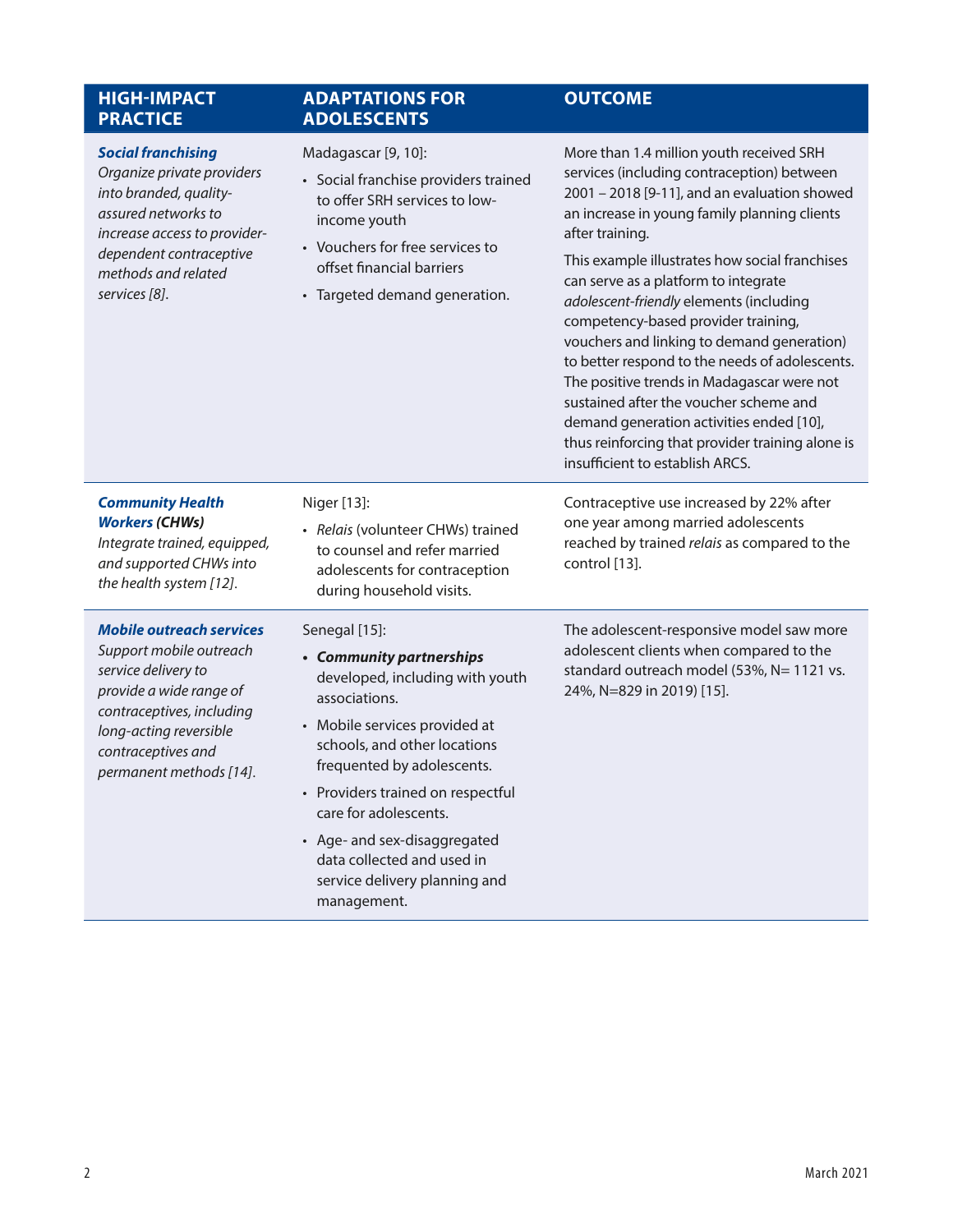| HIGH-IMPACT PRACTICE | ADAPTATIONS FOR ADOLESCENTS | OUTCOME |
|---|---|---|
| ***Social franchising*** *Organize private providers into branded, quality-assured networks to increase access to provider-dependent contraceptive methods and related services [8].* | Madagascar [9, 10]: <br>• Social franchise providers trained to offer SRH services to low-income youth <br>• Vouchers for free services to offset financial barriers <br>• Targeted demand generation. | More than 1.4 million youth received SRH services (including contraception) between 2001 – 2018 [9-11], and an evaluation showed an increase in young family planning clients after training. <br><br>This example illustrates how social franchises can serve as a platform to integrate *adolescent-friendly* elements (including competency-based provider training, vouchers and linking to demand generation) to better respond to the needs of adolescents. The positive trends in Madagascar were not sustained after the voucher scheme and demand generation activities ended [10], thus reinforcing that provider training alone is insufficient to establish ARCS. |
| ***Community Health Workers (CHWs)*** *Integrate trained, equipped, and supported CHWs into the health system [12].* | Niger [13]: <br>• *Relais* (volunteer CHWs) trained to counsel and refer married adolescents for contraception during household visits. | Contraceptive use increased by 22% after one year among married adolescents reached by trained *relais* as compared to the control [13]. |
| ***Mobile outreach services*** *Support mobile outreach service delivery to provide a wide range of contraceptives, including long-acting reversible contraceptives and permanent methods [14].* | Senegal [15]: <br>• ***Community partnerships*** developed, including with youth associations. <br>• Mobile services provided at schools, and other locations frequented by adolescents. <br>• Providers trained on respectful care for adolescents. <br>• Age- and sex-disaggregated data collected and used in service delivery planning and management. | The adolescent-responsive model saw more adolescent clients when compared to the standard outreach model (53%, N= 1121 vs. 24%, N=829 in 2019) [15]. |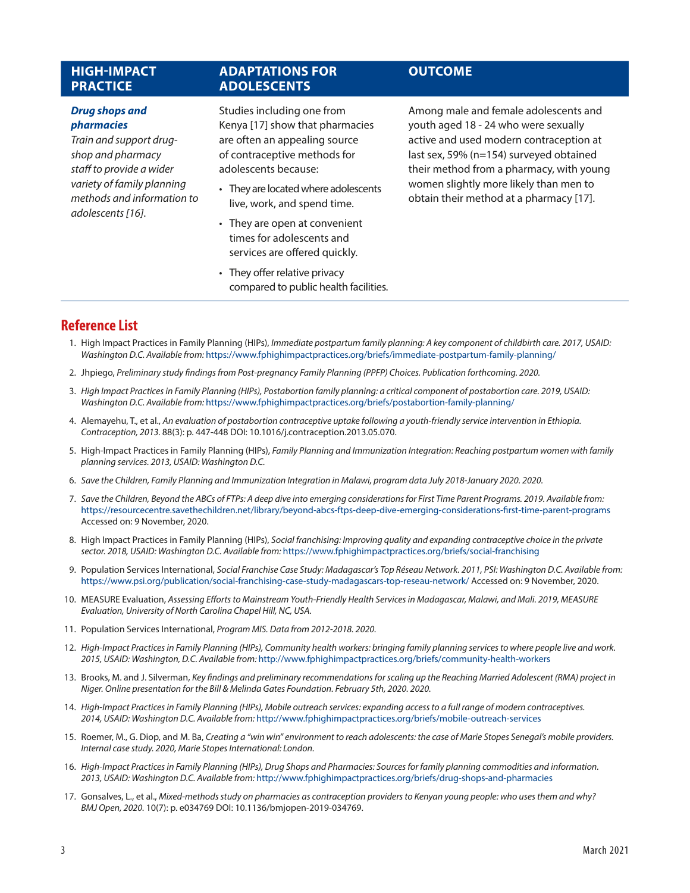| HIGH-IMPACT PRACTICE | ADAPTATIONS FOR ADOLESCENTS | OUTCOME |
|---|---|---|
| ***Drug shops and pharmacies*** *Train and support drug-shop and pharmacy staff to provide a wider variety of family planning methods and information to adolescents [16].* | Studies including one from Kenya [17] show that pharmacies are often an appealing source of contraceptive methods for adolescents because: • They are located where adolescents live, work, and spend time. • They are open at convenient times for adolescents and services are offered quickly. • They offer relative privacy compared to public health facilities. | Among male and female adolescents and youth aged 18 - 24 who were sexually active and used modern contraception at last sex, 59% (n=154) surveyed obtained their method from a pharmacy, with young women slightly more likely than men to obtain their method at a pharmacy [17]. |

## Reference List

1. High Impact Practices in Family Planning (HIPs), *Immediate postpartum family planning: A key component of childbirth care. 2017, USAID: Washington D.C. Available from:* https://www.fphighimpactpractices.org/briefs/immediate-postpartum-family-planning/
2. Jhpiego, *Preliminary study findings from Post-pregnancy Family Planning (PPFP) Choices. Publication forthcoming. 2020.*
3. *High Impact Practices in Family Planning (HIPs), Postabortion family planning: a critical component of postabortion care. 2019, USAID: Washington D.C. Available from:* https://www.fphighimpactpractices.org/briefs/postabortion-family-planning/
4. Alemayehu, T., et al., *An evaluation of postabortion contraceptive uptake following a youth-friendly service intervention in Ethiopia. Contraception, 2013.* 88(3): p. 447-448 DOI: 10.1016/j.contraception.2013.05.070.
5. High-Impact Practices in Family Planning (HIPs), *Family Planning and Immunization Integration: Reaching postpartum women with family planning services. 2013, USAID: Washington D.C.*
6. *Save the Children, Family Planning and Immunization Integration in Malawi, program data July 2018-January 2020. 2020.*
7. *Save the Children, Beyond the ABCs of FTPs: A deep dive into emerging considerations for First Time Parent Programs. 2019. Available from:* https://resourcentre.savethechildren.net/library/beyond-abcs-ftps-deep-dive-emerging-considerations-first-time-parent-programs Accessed on: 9 November, 2020.
8. High Impact Practices in Family Planning (HIPs), *Social franchising: Improving quality and expanding contraceptive choice in the private sector. 2018, USAID: Washington D.C. Available from:* https://www.fphighimpactpractices.org/briefs/social-franchising
9. Population Services International, *Social Franchise Case Study: Madagascar's Top Réseau Network. 2011, PSI: Washington D.C. Available from:* https://www.psi.org/publication/social-franchising-case-study-madagascars-top-reseau-network/ Accessed on: 9 November, 2020.
10. MEASURE Evaluation, *Assessing Efforts to Mainstream Youth-Friendly Health Services in Madagascar, Malawi, and Mali. 2019, MEASURE Evaluation, University of North Carolina Chapel Hill, NC, USA.*
11. Population Services International, *Program MIS. Data from 2012-2018. 2020.*
12. *High-Impact Practices in Family Planning (HIPs), Community health workers: bringing family planning services to where people live and work. 2015, USAID: Washington, D.C. Available from:* http://www.fphighimpactpractices.org/briefs/community-health-workers
13. Brooks, M. and J. Silverman, *Key findings and preliminary recommendations for scaling up the Reaching Married Adolescent (RMA) project in Niger. Online presentation for the Bill & Melinda Gates Foundation. February 5th, 2020. 2020.*
14. *High-Impact Practices in Family Planning (HIPs), Mobile outreach services: expanding access to a full range of modern contraceptives. 2014, USAID: Washington D.C. Available from:* http://www.fphighimpactpractices.org/briefs/mobile-outreach-services
15. Roemer, M., G. Diop, and M. Ba, *Creating a "win win" environment to reach adolescents: the case of Marie Stopes Senegal's mobile providers. Internal case study. 2020, Marie Stopes International: London.*
16. *High-Impact Practices in Family Planning (HIPs), Drug Shops and Pharmacies: Sources for family planning commodities and information. 2013, USAID: Washington D.C. Available from:* http://www.fphighimpactpractices.org/briefs/drug-shops-and-pharmacies
17. Gonsalves, L., et al., *Mixed-methods study on pharmacies as contraception providers to Kenyan young people: who uses them and why? BMJ Open, 2020.* 10(7): p. e034769 DOI: 10.1136/bmjopen-2019-034769.